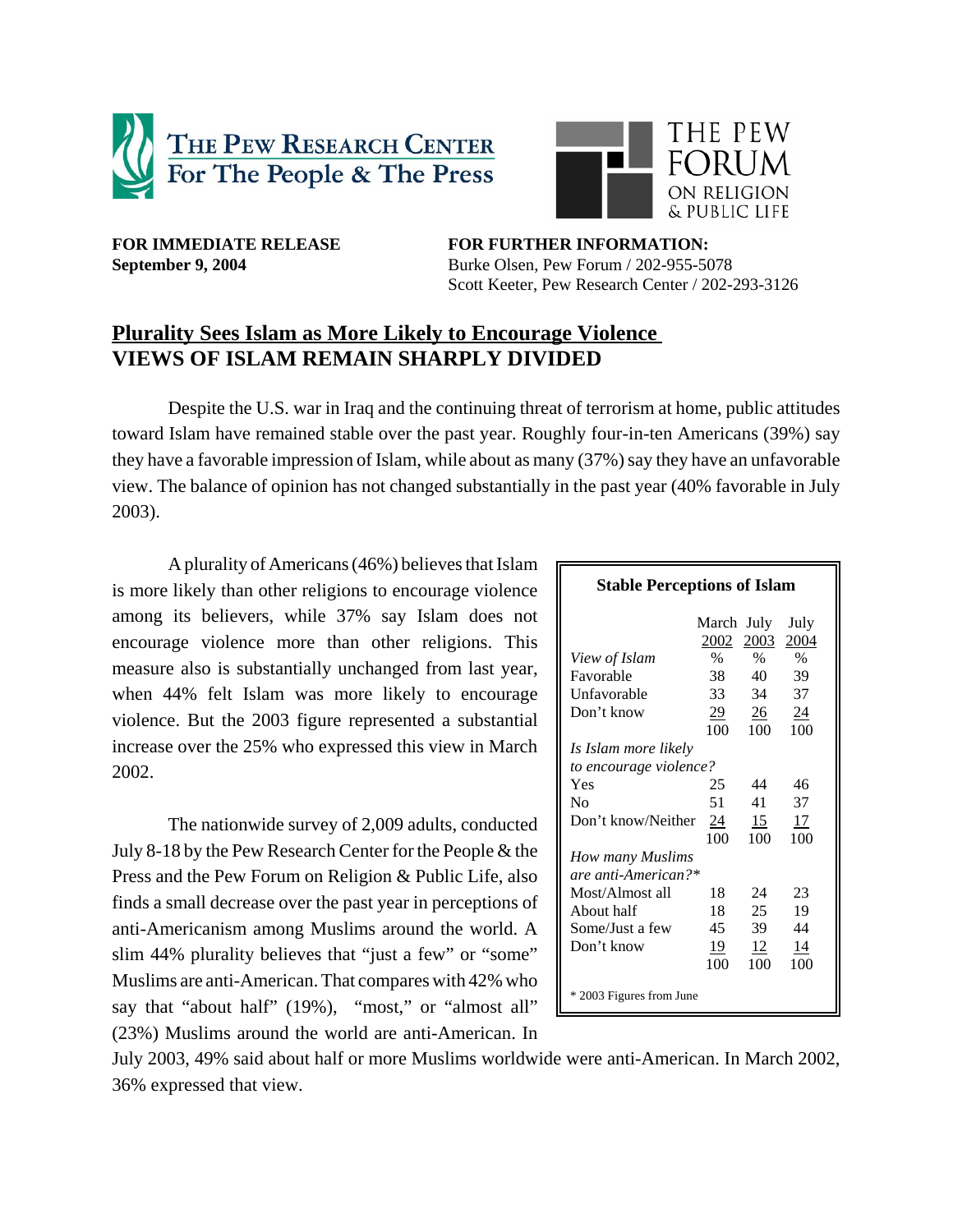THE PEW RESEARCH CENTER
For The People & The Press

THE PEW FORUM ON RELIGION & PUBLIC LIFE

**FOR IMMEDIATE RELEASE**
**September 9, 2004**

**FOR FURTHER INFORMATION:**
Burke Olsen, Pew Forum / 202-955-5078
Scott Keeter, Pew Research Center / 202-293-3126

## Plurality Sees Islam as More Likely to Encourage Violence
## VIEWS OF ISLAM REMAIN SHARPLY DIVIDED

Despite the U.S. war in Iraq and the continuing threat of terrorism at home, public attitudes toward Islam have remained stable over the past year. Roughly four-in-ten Americans (39%) say they have a favorable impression of Islam, while about as many (37%) say they have an unfavorable view. The balance of opinion has not changed substantially in the past year (40% favorable in July 2003).

A plurality of Americans (46%) believes that Islam is more likely than other religions to encourage violence among its believers, while 37% say Islam does not encourage violence more than other religions. This measure also is substantially unchanged from last year, when 44% felt Islam was more likely to encourage violence. But the 2003 figure represented a substantial increase over the 25% who expressed this view in March 2002.

The nationwide survey of 2,009 adults, conducted July 8-18 by the Pew Research Center for the People & the Press and the Pew Forum on Religion & Public Life, also finds a small decrease over the past year in perceptions of anti-Americanism among Muslims around the world. A slim 44% plurality believes that "just a few" or "some" Muslims are anti-American. That compares with 42% who say that "about half" (19%), "most," or "almost all" (23%) Muslims around the world are anti-American. In July 2003, 49% said about half or more Muslims worldwide were anti-American. In March 2002, 36% expressed that view.

**Stable Perceptions of Islam**

| | March 2002 | July 2003 | July 2004 |
|---|---|---|---|
| *View of Islam* | % | % | % |
| Favorable | 38 | 40 | 39 |
| Unfavorable | 33 | 34 | 37 |
| Don't know | 29 | 26 | 24 |
| | 100 | 100 | 100 |
| *Is Islam more likely to encourage violence?* | | | |
| Yes | 25 | 44 | 46 |
| No | 51 | 41 | 37 |
| Don't know/Neither | 24 | 15 | 17 |
| | 100 | 100 | 100 |
| *How many Muslims are anti-American?** | | | |
| Most/Almost all | 18 | 24 | 23 |
| About half | 18 | 25 | 19 |
| Some/Just a few | 45 | 39 | 44 |
| Don't know | 19 | 12 | 14 |
| | 100 | 100 | 100 |

* 2003 Figures from June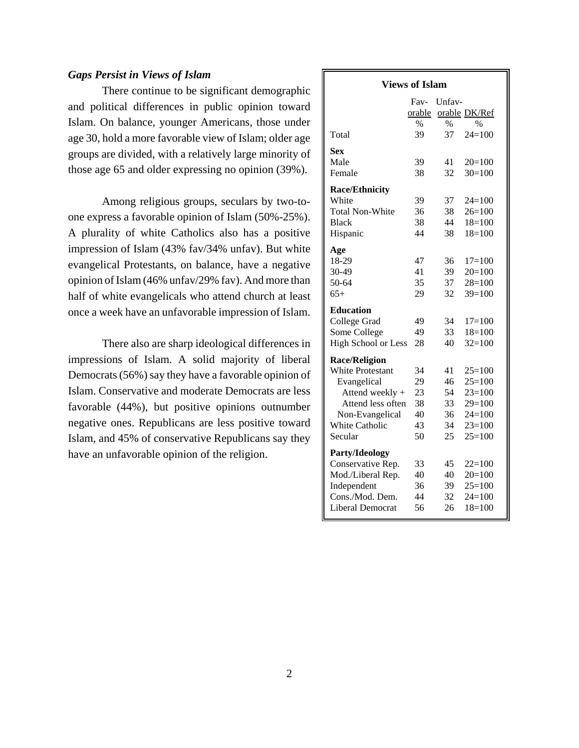### *Gaps Persist in Views of Islam*

There continue to be significant demographic and political differences in public opinion toward Islam. On balance, younger Americans, those under age 30, hold a more favorable view of Islam; older age groups are divided, with a relatively large minority of those age 65 and older expressing no opinion (39%).

Among religious groups, seculars by two-to-one express a favorable opinion of Islam (50%-25%). A plurality of white Catholics also has a positive impression of Islam (43% fav/34% unfav). But white evangelical Protestants, on balance, have a negative opinion of Islam (46% unfav/29% fav). And more than half of white evangelicals who attend church at least once a week have an unfavorable impression of Islam.

There also are sharp ideological differences in impressions of Islam. A solid majority of liberal Democrats (56%) say they have a favorable opinion of Islam. Conservative and moderate Democrats are less favorable (44%), but positive opinions outnumber negative ones. Republicans are less positive toward Islam, and 45% of conservative Republicans say they have an unfavorable opinion of the religion.

**Views of Islam**

| | Fav-orable | Unfav-orable | DK/Ref |
|---|---|---|---|
| | % | % | % |
| Total | 39 | 37 | 24=100 |
| **Sex** | | | |
| Male | 39 | 41 | 20=100 |
| Female | 38 | 32 | 30=100 |
| **Race/Ethnicity** | | | |
| White | 39 | 37 | 24=100 |
| Total Non-White | 36 | 38 | 26=100 |
| Black | 38 | 44 | 18=100 |
| Hispanic | 44 | 38 | 18=100 |
| **Age** | | | |
| 18-29 | 47 | 36 | 17=100 |
| 30-49 | 41 | 39 | 20=100 |
| 50-64 | 35 | 37 | 28=100 |
| 65+ | 29 | 32 | 39=100 |
| **Education** | | | |
| College Grad | 49 | 34 | 17=100 |
| Some College | 49 | 33 | 18=100 |
| High School or Less | 28 | 40 | 32=100 |
| **Race/Religion** | | | |
| White Protestant | 34 | 41 | 25=100 |
| Evangelical | 29 | 46 | 25=100 |
| Attend weekly + | 23 | 54 | 23=100 |
| Attend less often | 38 | 33 | 29=100 |
| Non-Evangelical | 40 | 36 | 24=100 |
| White Catholic | 43 | 34 | 23=100 |
| Secular | 50 | 25 | 25=100 |
| **Party/Ideology** | | | |
| Conservative Rep. | 33 | 45 | 22=100 |
| Mod./Liberal Rep. | 40 | 40 | 20=100 |
| Independent | 36 | 39 | 25=100 |
| Cons./Mod. Dem. | 44 | 32 | 24=100 |
| Liberal Democrat | 56 | 26 | 18=100 |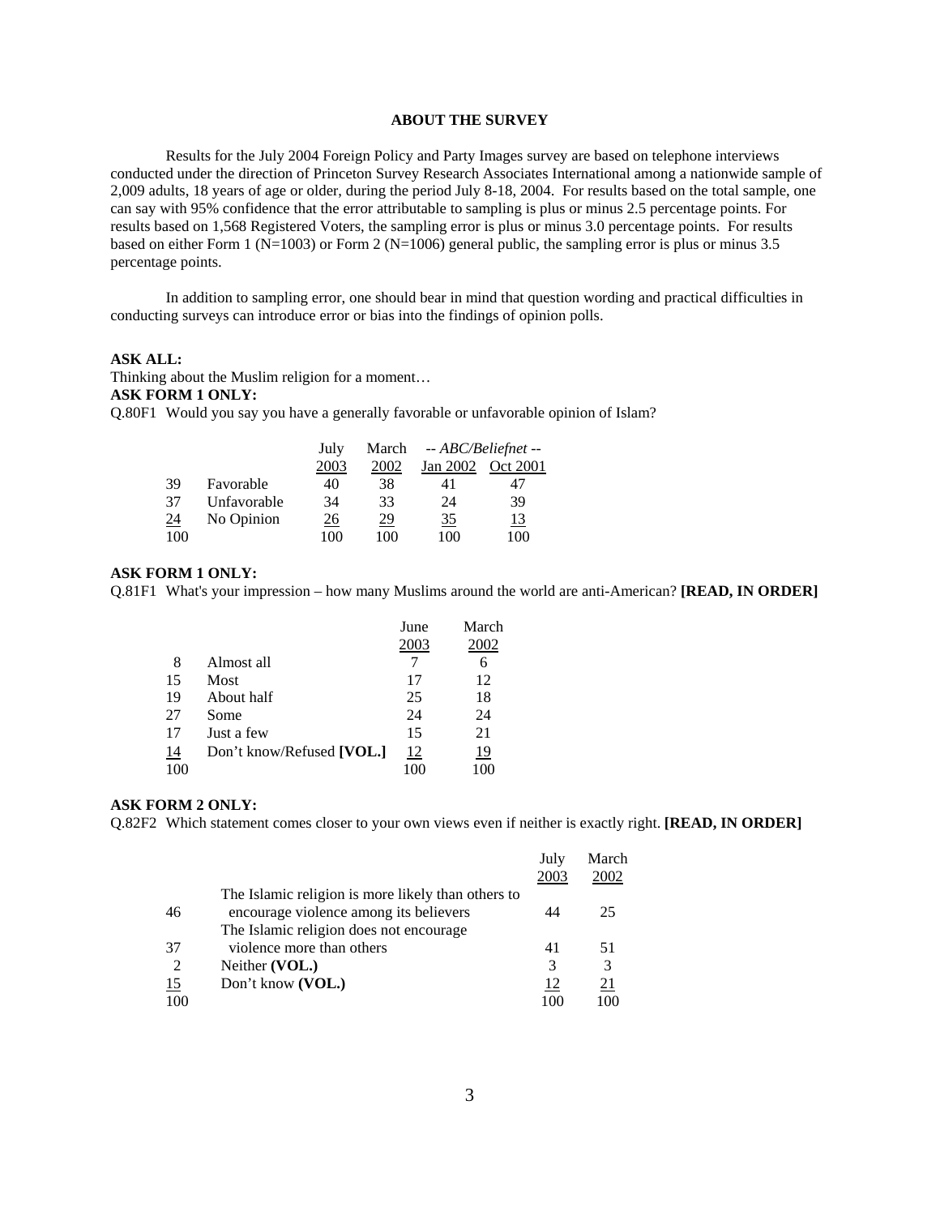**ABOUT THE SURVEY**

Results for the July 2004 Foreign Policy and Party Images survey are based on telephone interviews conducted under the direction of Princeton Survey Research Associates International among a nationwide sample of 2,009 adults, 18 years of age or older, during the period July 8-18, 2004. For results based on the total sample, one can say with 95% confidence that the error attributable to sampling is plus or minus 2.5 percentage points. For results based on 1,568 Registered Voters, the sampling error is plus or minus 3.0 percentage points. For results based on either Form 1 (N=1003) or Form 2 (N=1006) general public, the sampling error is plus or minus 3.5 percentage points.

In addition to sampling error, one should bear in mind that question wording and practical difficulties in conducting surveys can introduce error or bias into the findings of opinion polls.

**ASK ALL:**
Thinking about the Muslim religion for a moment…
**ASK FORM 1 ONLY:**
Q.80F1 Would you say you have a generally favorable or unfavorable opinion of Islam?

| | | July 2003 | March 2002 | -- *ABC/Beliefnet* -- Jan 2002 | Oct 2001 |
|---|---|---|---|---|---|
| 39 | Favorable | 40 | 38 | 41 | 47 |
| 37 | Unfavorable | 34 | 33 | 24 | 39 |
| 24 | No Opinion | 26 | 29 | 35 | 13 |
| 100 | | 100 | 100 | 100 | 100 |

**ASK FORM 1 ONLY:**
Q.81F1 What's your impression – how many Muslims around the world are anti-American? **[READ, IN ORDER]**

| | | June 2003 | March 2002 |
|---|---|---|---|
| 8 | Almost all | 7 | 6 |
| 15 | Most | 17 | 12 |
| 19 | About half | 25 | 18 |
| 27 | Some | 24 | 24 |
| 17 | Just a few | 15 | 21 |
| 14 | Don't know/Refused **[VOL.]** | 12 | 19 |
| 100 | | 100 | 100 |

**ASK FORM 2 ONLY:**
Q.82F2 Which statement comes closer to your own views even if neither is exactly right. **[READ, IN ORDER]**

| | | July 2003 | March 2002 |
|---|---|---|---|
| 46 | The Islamic religion is more likely than others to encourage violence among its believers | 44 | 25 |
| 37 | The Islamic religion does not encourage violence more than others | 41 | 51 |
| 2 | Neither **(VOL.)** | 3 | 3 |
| 15 | Don't know **(VOL.)** | 12 | 21 |
| 100 | | 100 | 100 |